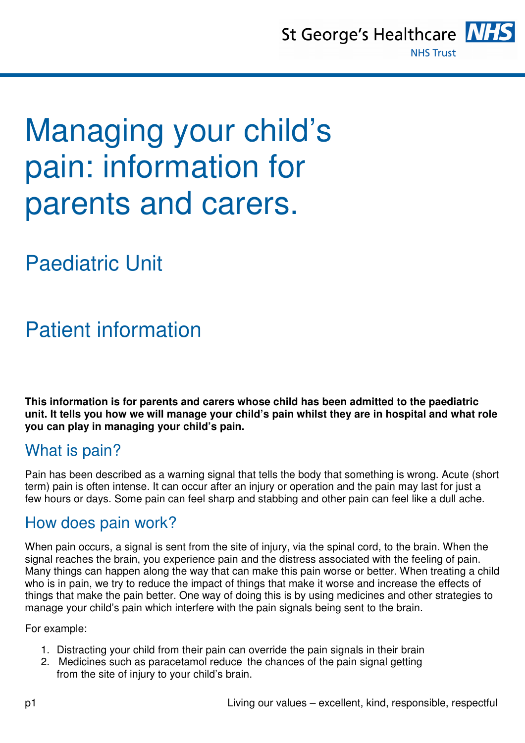# Managing your child's pain: information for parents and carers.

## Paediatric Unit

## Patient information

**This information is for parents and carers whose child has been admitted to the paediatric unit. It tells you how we will manage your child's pain whilst they are in hospital and what role you can play in managing your child's pain.**

## What is pain?

Pain has been described as a warning signal that tells the body that something is wrong. Acute (short term) pain is often intense. It can occur after an injury or operation and the pain may last for just a few hours or days. Some pain can feel sharp and stabbing and other pain can feel like a dull ache.

## How does pain work?

When pain occurs, a signal is sent from the site of injury, via the spinal cord, to the brain. When the signal reaches the brain, you experience pain and the distress associated with the feeling of pain. Many things can happen along the way that can make this pain worse or better. When treating a child who is in pain, we try to reduce the impact of things that make it worse and increase the effects of things that make the pain better. One way of doing this is by using medicines and other strategies to manage your child's pain which interfere with the pain signals being sent to the brain.

For example:

1. Distracting your child from their pain can override the pain signals in their brain
2. Medicines such as paracetamol reduce the chances of the pain signal getting from the site of injury to your child's brain.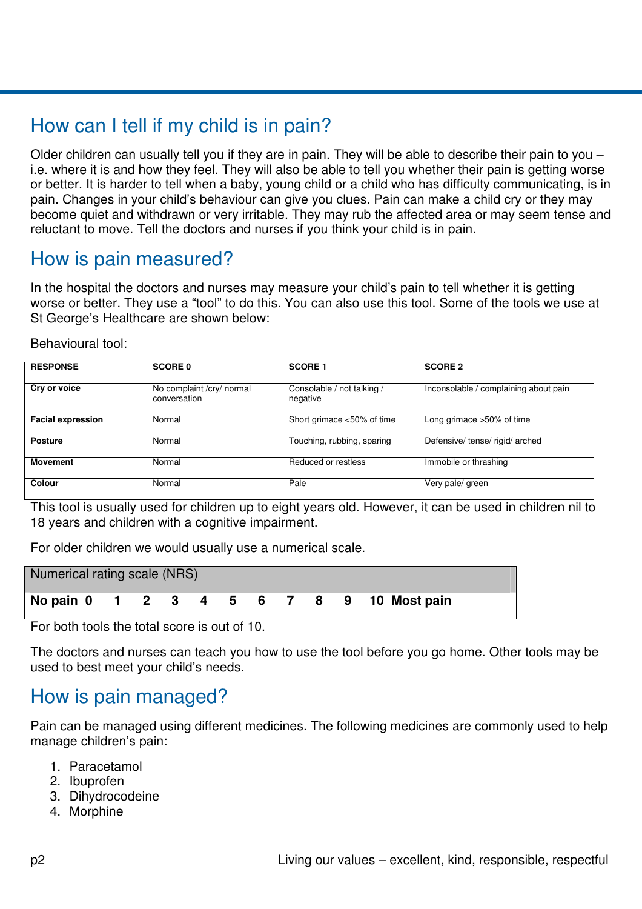## How can I tell if my child is in pain?

Older children can usually tell you if they are in pain. They will be able to describe their pain to you – i.e. where it is and how they feel. They will also be able to tell you whether their pain is getting worse or better. It is harder to tell when a baby, young child or a child who has difficulty communicating, is in pain. Changes in your child's behaviour can give you clues. Pain can make a child cry or they may become quiet and withdrawn or very irritable. They may rub the affected area or may seem tense and reluctant to move. Tell the doctors and nurses if you think your child is in pain.

## How is pain measured?

In the hospital the doctors and nurses may measure your child's pain to tell whether it is getting worse or better. They use a "tool" to do this. You can also use this tool. Some of the tools we use at St George's Healthcare are shown below:

Behavioural tool:

| RESPONSE | SCORE 0 | SCORE 1 | SCORE 2 |
|---|---|---|---|
| **Cry or voice** | No complaint /cry/ normal conversation | Consolable / not talking / negative | Inconsolable / complaining about pain |
| **Facial expression** | Normal | Short grimace <50% of time | Long grimace >50% of time |
| **Posture** | Normal | Touching, rubbing, sparing | Defensive/ tense/ rigid/ arched |
| **Movement** | Normal | Reduced or restless | Immobile or thrashing |
| **Colour** | Normal | Pale | Very pale/ green |

This tool is usually used for children up to eight years old. However, it can be used in children nil to 18 years and children with a cognitive impairment.

For older children we would usually use a numerical scale.

| Numerical rating scale (NRS) |
|---|
| **No pain 0 1 2 3 4 5 6 7 8 9 10 Most pain** |

For both tools the total score is out of 10.

The doctors and nurses can teach you how to use the tool before you go home. Other tools may be used to best meet your child's needs.

## How is pain managed?

Pain can be managed using different medicines. The following medicines are commonly used to help manage children's pain:

1. Paracetamol
2. Ibuprofen
3. Dihydrocodeine
4. Morphine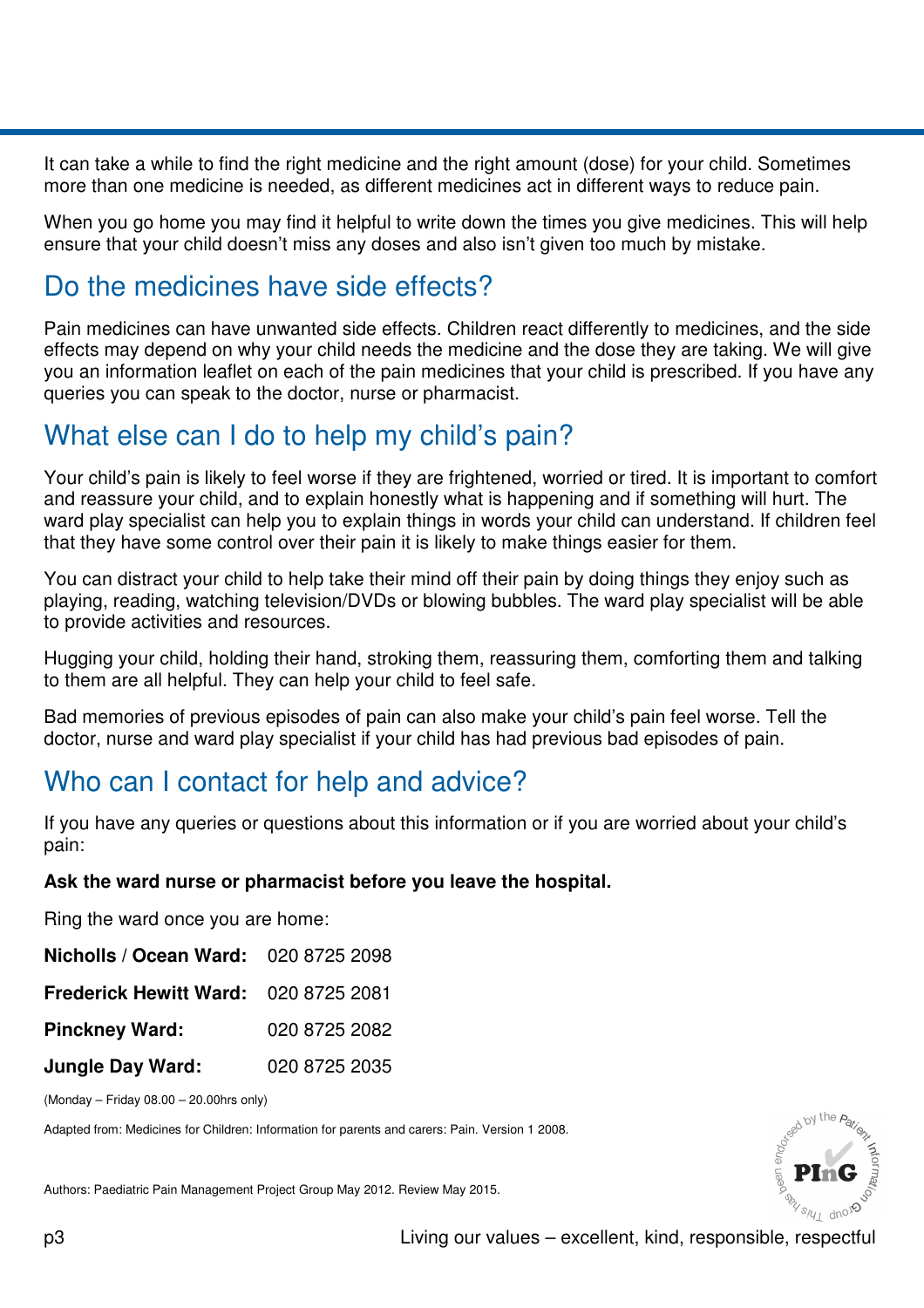It can take a while to find the right medicine and the right amount (dose) for your child. Sometimes more than one medicine is needed, as different medicines act in different ways to reduce pain.

When you go home you may find it helpful to write down the times you give medicines. This will help ensure that your child doesn't miss any doses and also isn't given too much by mistake.

## Do the medicines have side effects?

Pain medicines can have unwanted side effects. Children react differently to medicines, and the side effects may depend on why your child needs the medicine and the dose they are taking. We will give you an information leaflet on each of the pain medicines that your child is prescribed. If you have any queries you can speak to the doctor, nurse or pharmacist.

## What else can I do to help my child's pain?

Your child's pain is likely to feel worse if they are frightened, worried or tired. It is important to comfort and reassure your child, and to explain honestly what is happening and if something will hurt. The ward play specialist can help you to explain things in words your child can understand. If children feel that they have some control over their pain it is likely to make things easier for them.

You can distract your child to help take their mind off their pain by doing things they enjoy such as playing, reading, watching television/DVDs or blowing bubbles. The ward play specialist will be able to provide activities and resources.

Hugging your child, holding their hand, stroking them, reassuring them, comforting them and talking to them are all helpful. They can help your child to feel safe.

Bad memories of previous episodes of pain can also make your child's pain feel worse. Tell the doctor, nurse and ward play specialist if your child has had previous bad episodes of pain.

## Who can I contact for help and advice?

If you have any queries or questions about this information or if you are worried about your child's pain:

**Ask the ward nurse or pharmacist before you leave the hospital.**

Ring the ward once you are home:

| | |
|---|---|
| **Nicholls / Ocean Ward:** | 020 8725 2098 |
| **Frederick Hewitt Ward:** | 020 8725 2081 |
| **Pinckney Ward:** | 020 8725 2082 |
| **Jungle Day Ward:** | 020 8725 2035 |

(Monday – Friday 08.00 – 20.00hrs only)

Adapted from: Medicines for Children: Information for parents and carers: Pain. Version 1 2008.

Authors: Paediatric Pain Management Project Group May 2012. Review May 2015.

This has been endorsed by the Patient Information Group PInG

Living our values – excellent, kind, responsible, respectful